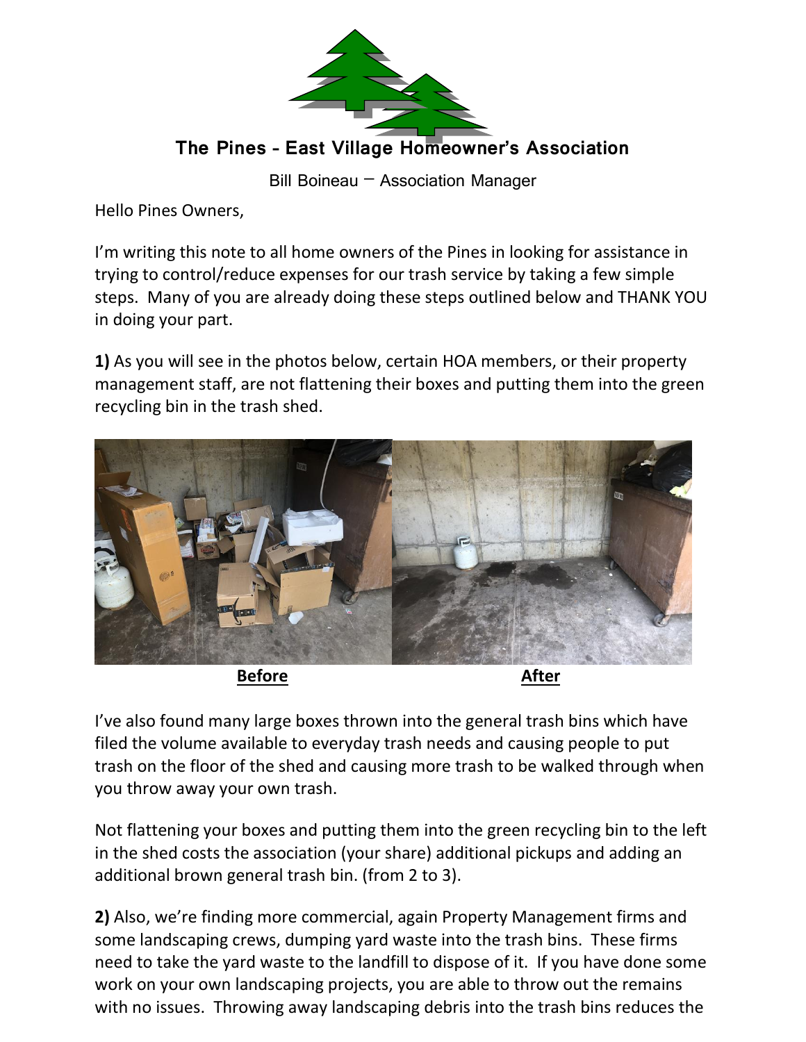## The Pines - East Village Homeowner's Association

Bill Boineau – Association Manager

Hello Pines Owners,

I'm writing this note to all home owners of the Pines in looking for assistance in trying to control/reduce expenses for our trash service by taking a few simple steps. Many of you are already doing these steps outlined below and THANK YOU in doing your part.

**1)** As you will see in the photos below, certain HOA members, or their property management staff, are not flattening their boxes and putting them into the green recycling bin in the trash shed.

**Before** **After**

I've also found many large boxes thrown into the general trash bins which have filed the volume available to everyday trash needs and causing people to put trash on the floor of the shed and causing more trash to be walked through when you throw away your own trash.

Not flattening your boxes and putting them into the green recycling bin to the left in the shed costs the association (your share) additional pickups and adding an additional brown general trash bin. (from 2 to 3).

**2)** Also, we're finding more commercial, again Property Management firms and some landscaping crews, dumping yard waste into the trash bins. These firms need to take the yard waste to the landfill to dispose of it. If you have done some work on your own landscaping projects, you are able to throw out the remains with no issues. Throwing away landscaping debris into the trash bins reduces the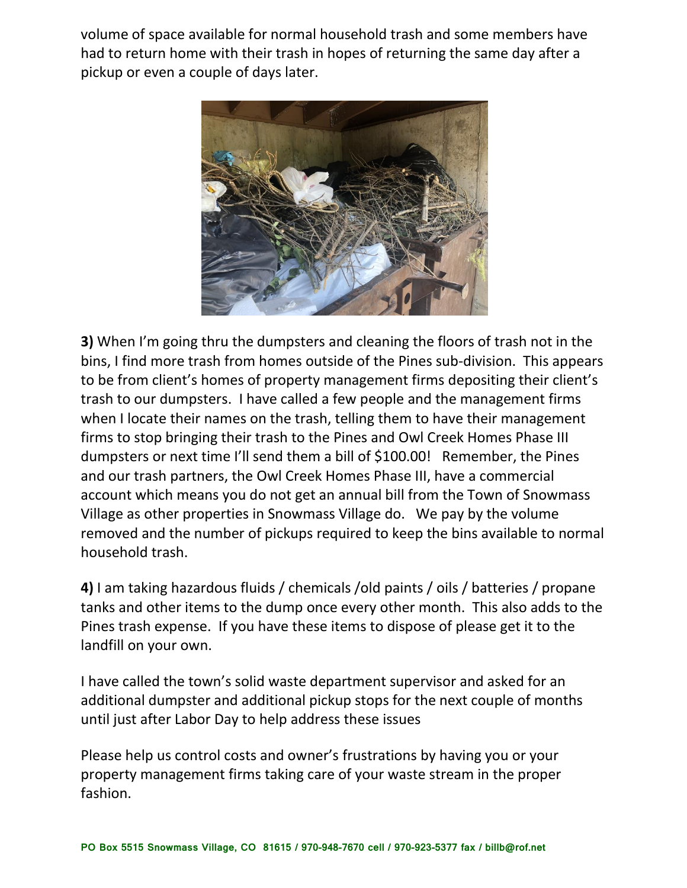volume of space available for normal household trash and some members have had to return home with their trash in hopes of returning the same day after a pickup or even a couple of days later.

**3)** When I'm going thru the dumpsters and cleaning the floors of trash not in the bins, I find more trash from homes outside of the Pines sub-division. This appears to be from client's homes of property management firms depositing their client's trash to our dumpsters. I have called a few people and the management firms when I locate their names on the trash, telling them to have their management firms to stop bringing their trash to the Pines and Owl Creek Homes Phase III dumpsters or next time I'll send them a bill of $100.00! Remember, the Pines and our trash partners, the Owl Creek Homes Phase III, have a commercial account which means you do not get an annual bill from the Town of Snowmass Village as other properties in Snowmass Village do. We pay by the volume removed and the number of pickups required to keep the bins available to normal household trash.

**4)** I am taking hazardous fluids / chemicals /old paints / oils / batteries / propane tanks and other items to the dump once every other month. This also adds to the Pines trash expense. If you have these items to dispose of please get it to the landfill on your own.

I have called the town's solid waste department supervisor and asked for an additional dumpster and additional pickup stops for the next couple of months until just after Labor Day to help address these issues

Please help us control costs and owner's frustrations by having you or your property management firms taking care of your waste stream in the proper fashion.

PO Box 5515 Snowmass Village, CO 81615 / 970-948-7670 cell / 970-923-5377 fax / billb@rof.net